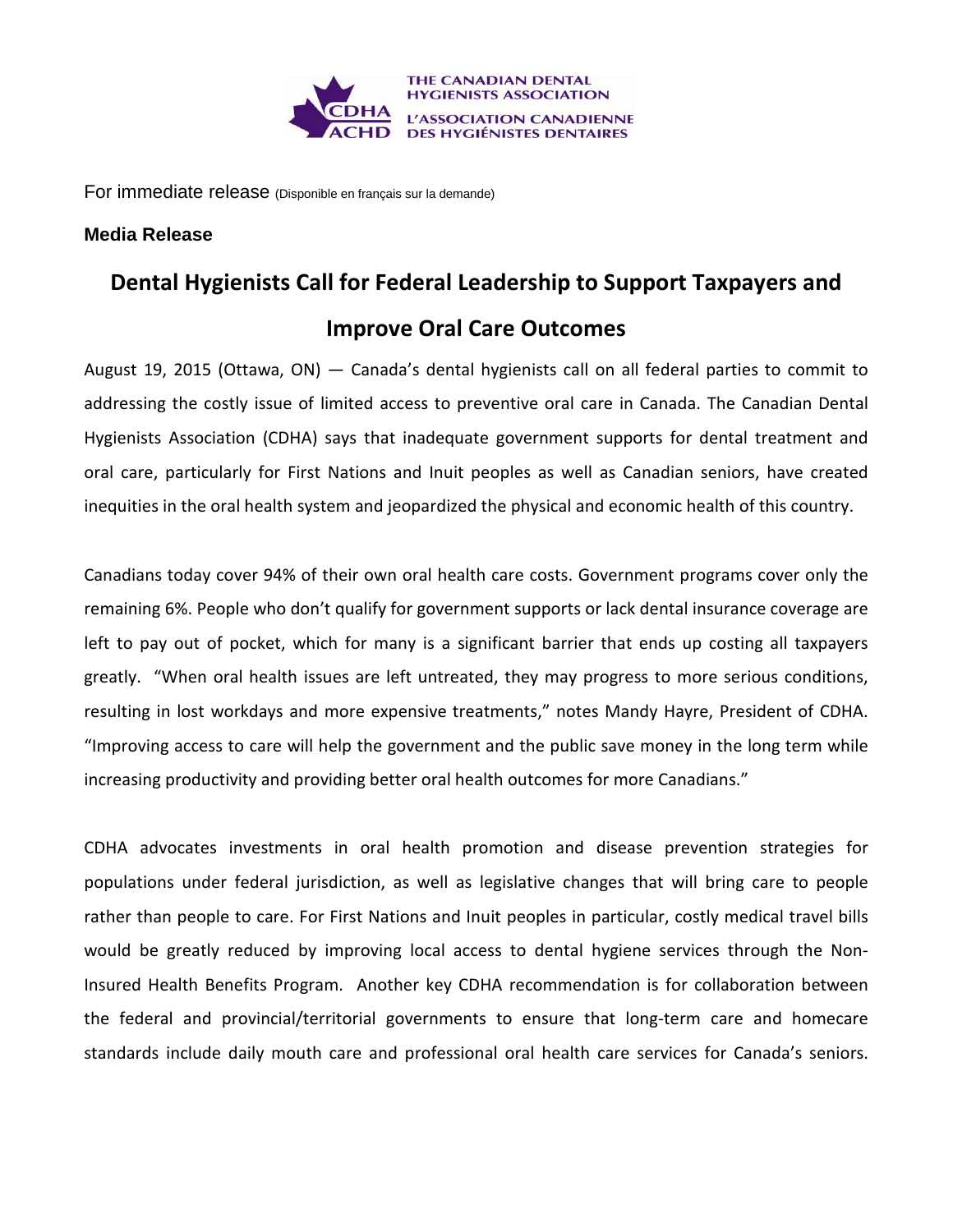THE CANADIAN DENTAL HYGIENISTS ASSOCIATION
L'ASSOCIATION CANADIENNE DES HYGIÉNISTES DENTAIRES

For immediate release (Disponible en français sur la demande)

**Media Release**

# Dental Hygienists Call for Federal Leadership to Support Taxpayers and Improve Oral Care Outcomes

August 19, 2015 (Ottawa, ON) — Canada's dental hygienists call on all federal parties to commit to addressing the costly issue of limited access to preventive oral care in Canada. The Canadian Dental Hygienists Association (CDHA) says that inadequate government supports for dental treatment and oral care, particularly for First Nations and Inuit peoples as well as Canadian seniors, have created inequities in the oral health system and jeopardized the physical and economic health of this country.

Canadians today cover 94% of their own oral health care costs. Government programs cover only the remaining 6%. People who don't qualify for government supports or lack dental insurance coverage are left to pay out of pocket, which for many is a significant barrier that ends up costing all taxpayers greatly. "When oral health issues are left untreated, they may progress to more serious conditions, resulting in lost workdays and more expensive treatments," notes Mandy Hayre, President of CDHA. "Improving access to care will help the government and the public save money in the long term while increasing productivity and providing better oral health outcomes for more Canadians."

CDHA advocates investments in oral health promotion and disease prevention strategies for populations under federal jurisdiction, as well as legislative changes that will bring care to people rather than people to care. For First Nations and Inuit peoples in particular, costly medical travel bills would be greatly reduced by improving local access to dental hygiene services through the Non-Insured Health Benefits Program. Another key CDHA recommendation is for collaboration between the federal and provincial/territorial governments to ensure that long-term care and homecare standards include daily mouth care and professional oral health care services for Canada's seniors.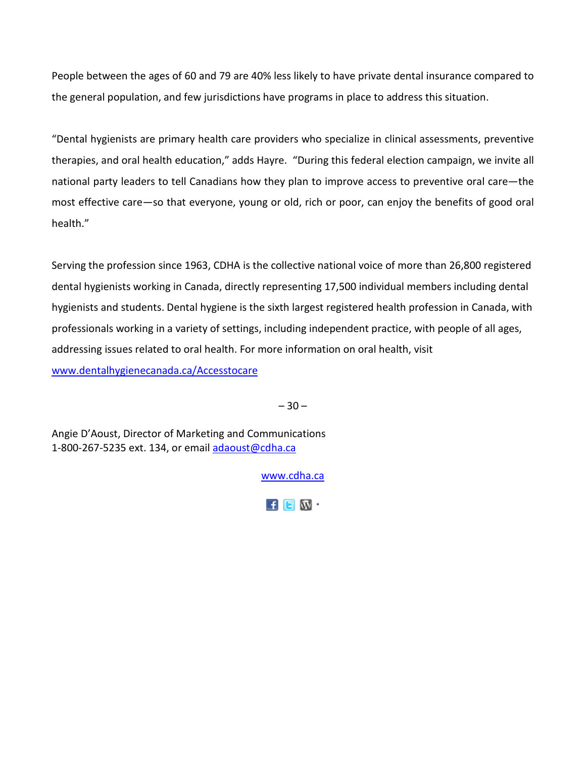People between the ages of 60 and 79 are 40% less likely to have private dental insurance compared to the general population, and few jurisdictions have programs in place to address this situation.

"Dental hygienists are primary health care providers who specialize in clinical assessments, preventive therapies, and oral health education," adds Hayre. "During this federal election campaign, we invite all national party leaders to tell Canadians how they plan to improve access to preventive oral care—the most effective care—so that everyone, young or old, rich or poor, can enjoy the benefits of good oral health."

Serving the profession since 1963, CDHA is the collective national voice of more than 26,800 registered dental hygienists working in Canada, directly representing 17,500 individual members including dental hygienists and students. Dental hygiene is the sixth largest registered health profession in Canada, with professionals working in a variety of settings, including independent practice, with people of all ages, addressing issues related to oral health. For more information on oral health, visit www.dentalhygienecanada.ca/Accesstocare

– 30 –

Angie D'Aoust, Director of Marketing and Communications
1-800-267-5235 ext. 134, or email adaoust@cdha.ca

www.cdha.ca